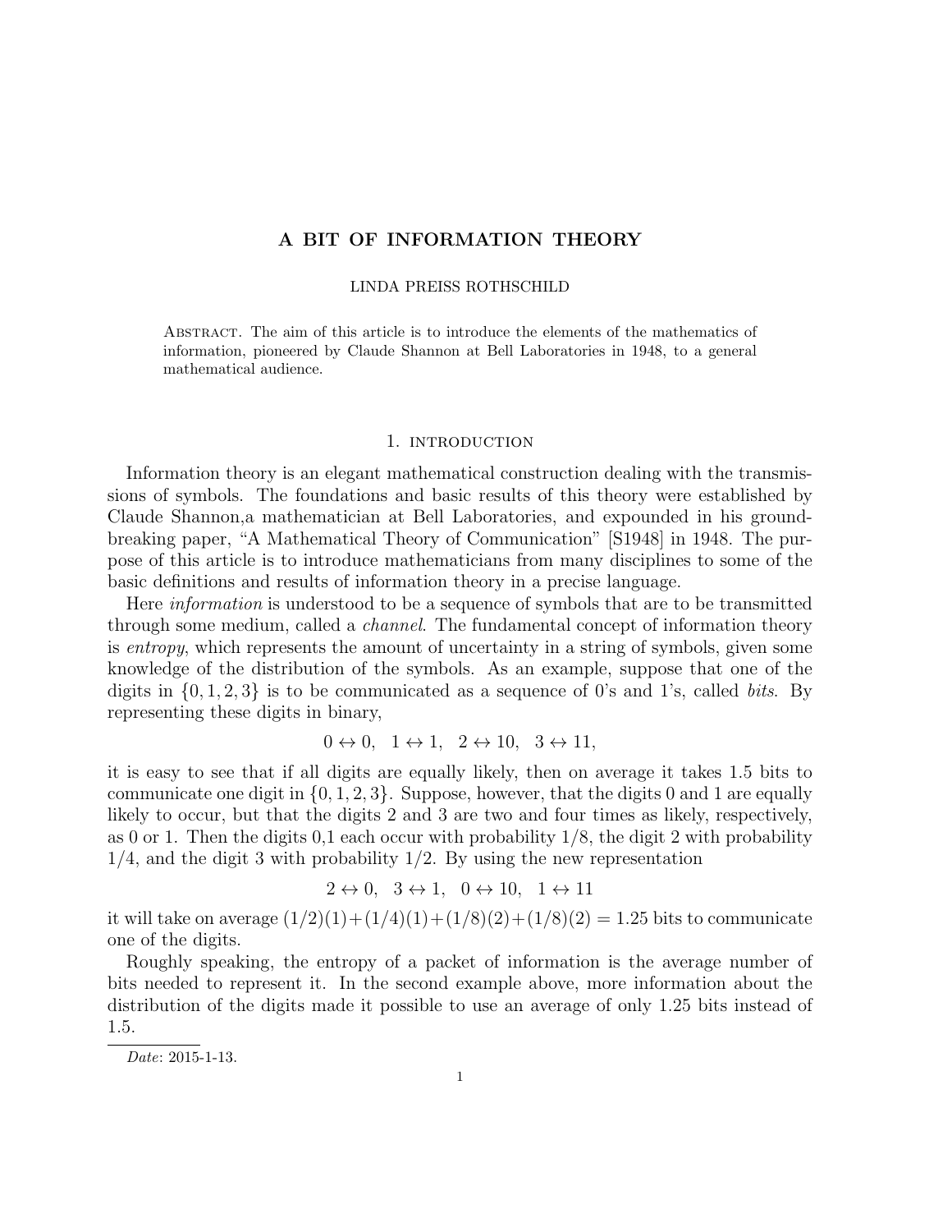# A BIT OF INFORMATION THEORY

LINDA PREISS ROTHSCHILD

Abstract. The aim of this article is to introduce the elements of the mathematics of information, pioneered by Claude Shannon at Bell Laboratories in 1948, to a general mathematical audience.

## 1. introduction

Information theory is an elegant mathematical construction dealing with the transmissions of symbols. The foundations and basic results of this theory were established by Claude Shannon,a mathematician at Bell Laboratories, and expounded in his groundbreaking paper, "A Mathematical Theory of Communication" [S1948] in 1948. The purpose of this article is to introduce mathematicians from many disciplines to some of the basic definitions and results of information theory in a precise language.

Here *information* is understood to be a sequence of symbols that are to be transmitted through some medium, called a *channel*. The fundamental concept of information theory is *entropy*, which represents the amount of uncertainty in a string of symbols, given some knowledge of the distribution of the symbols. As an example, suppose that one of the digits in $\{0, 1, 2, 3\}$ is to be communicated as a sequence of 0's and 1's, called *bits*. By representing these digits in binary,

$$0 \leftrightarrow 0, \quad 1 \leftrightarrow 1, \quad 2 \leftrightarrow 10, \quad 3 \leftrightarrow 11,$$

it is easy to see that if all digits are equally likely, then on average it takes 1.5 bits to communicate one digit in $\{0, 1, 2, 3\}$. Suppose, however, that the digits 0 and 1 are equally likely to occur, but that the digits 2 and 3 are two and four times as likely, respectively, as 0 or 1. Then the digits 0,1 each occur with probability 1/8, the digit 2 with probability 1/4, and the digit 3 with probability 1/2. By using the new representation

$$2 \leftrightarrow 0, \quad 3 \leftrightarrow 1, \quad 0 \leftrightarrow 10, \quad 1 \leftrightarrow 11$$

it will take on average $(1/2)(1)+(1/4)(1)+(1/8)(2)+(1/8)(2) = 1.25$ bits to communicate one of the digits.

Roughly speaking, the entropy of a packet of information is the average number of bits needed to represent it. In the second example above, more information about the distribution of the digits made it possible to use an average of only 1.25 bits instead of 1.5.

*Date*: 2015-1-13.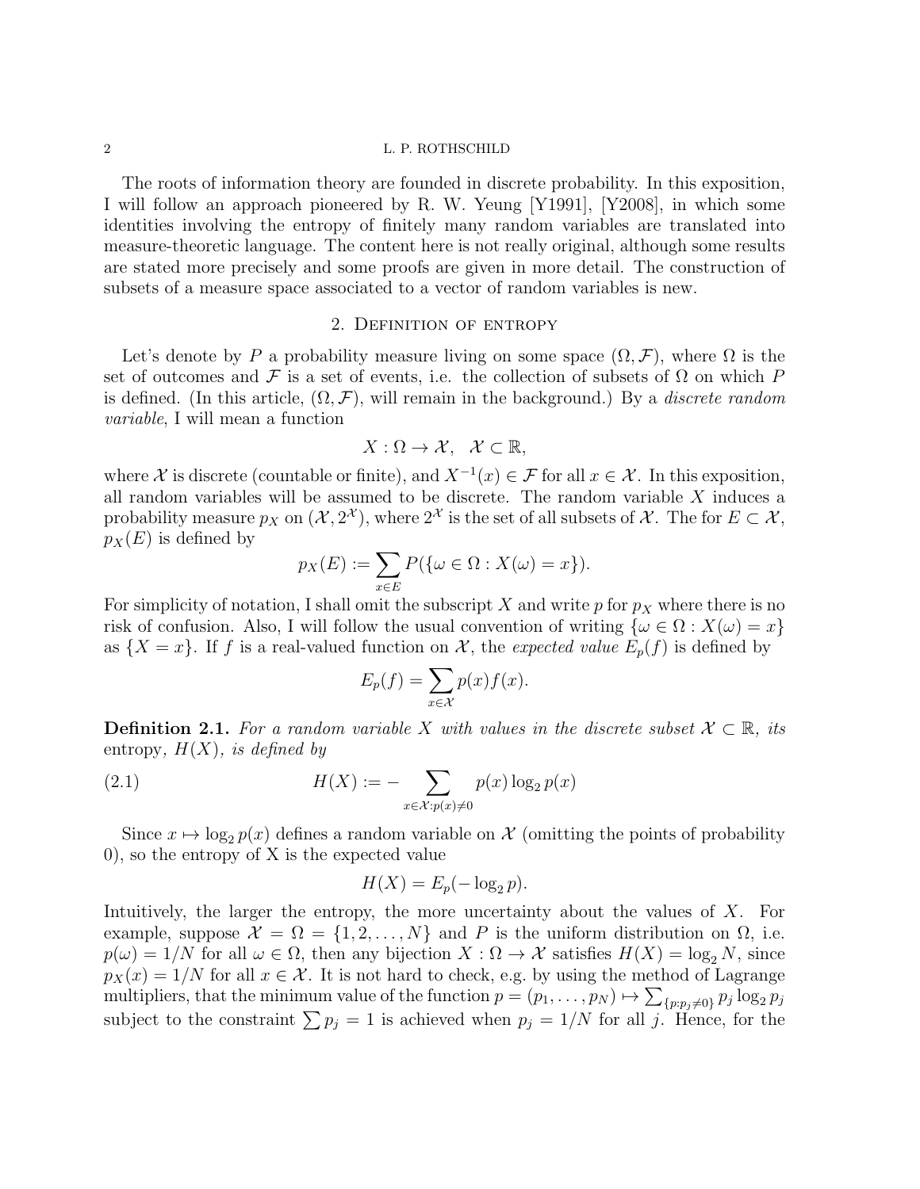The roots of information theory are founded in discrete probability. In this exposition, I will follow an approach pioneered by R. W. Yeung [Y1991], [Y2008], in which some identities involving the entropy of finitely many random variables are translated into measure-theoretic language. The content here is not really original, although some results are stated more precisely and some proofs are given in more detail. The construction of subsets of a measure space associated to a vector of random variables is new.

## 2. Definition of entropy

Let's denote by $P$ a probability measure living on some space $(\Omega, \mathcal{F})$, where $\Omega$ is the set of outcomes and $\mathcal{F}$ is a set of events, i.e. the collection of subsets of $\Omega$ on which $P$ is defined. (In this article, $(\Omega, \mathcal{F})$, will remain in the background.) By a *discrete random variable*, I will mean a function

$$X : \Omega \to \mathcal{X}, \quad \mathcal{X} \subset \mathbb{R},$$

where $\mathcal{X}$ is discrete (countable or finite), and $X^{-1}(x) \in \mathcal{F}$ for all $x \in \mathcal{X}$. In this exposition, all random variables will be assumed to be discrete. The random variable $X$ induces a probability measure $p_X$ on $(\mathcal{X}, 2^{\mathcal{X}})$, where $2^{\mathcal{X}}$ is the set of all subsets of $\mathcal{X}$. The for $E \subset \mathcal{X}$, $p_X(E)$ is defined by

$$p_X(E) := \sum_{x \in E} P(\{\omega \in \Omega : X(\omega) = x\}).$$

For simplicity of notation, I shall omit the subscript $X$ and write $p$ for $p_X$ where there is no risk of confusion. Also, I will follow the usual convention of writing $\{\omega \in \Omega : X(\omega) = x\}$ as $\{X = x\}$. If $f$ is a real-valued function on $\mathcal{X}$, the *expected value* $E_p(f)$ is defined by

$$E_p(f) = \sum_{x \in \mathcal{X}} p(x) f(x).$$

**Definition 2.1.** *For a random variable $X$ with values in the discrete subset $\mathcal{X} \subset \mathbb{R}$, its* entropy*, $H(X)$, is defined by*

$$H(X) := -\sum_{x \in \mathcal{X} : p(x) \neq 0} p(x) \log_2 p(x) \tag{2.1}$$

Since $x \mapsto \log_2 p(x)$ defines a random variable on $\mathcal{X}$ (omitting the points of probability 0), so the entropy of X is the expected value

$$H(X) = E_p(-\log_2 p).$$

Intuitively, the larger the entropy, the more uncertainty about the values of $X$. For example, suppose $\mathcal{X} = \Omega = \{1, 2, \ldots, N\}$ and $P$ is the uniform distribution on $\Omega$, i.e. $p(\omega) = 1/N$ for all $\omega \in \Omega$, then any bijection $X : \Omega \to \mathcal{X}$ satisfies $H(X) = \log_2 N$, since $p_X(x) = 1/N$ for all $x \in \mathcal{X}$. It is not hard to check, e.g. by using the method of Lagrange multipliers, that the minimum value of the function $p = (p_1, \ldots, p_N) \mapsto \sum_{\{p : p_j \neq 0\}} p_j \log_2 p_j$ subject to the constraint $\sum p_j = 1$ is achieved when $p_j = 1/N$ for all $j$. Hence, for the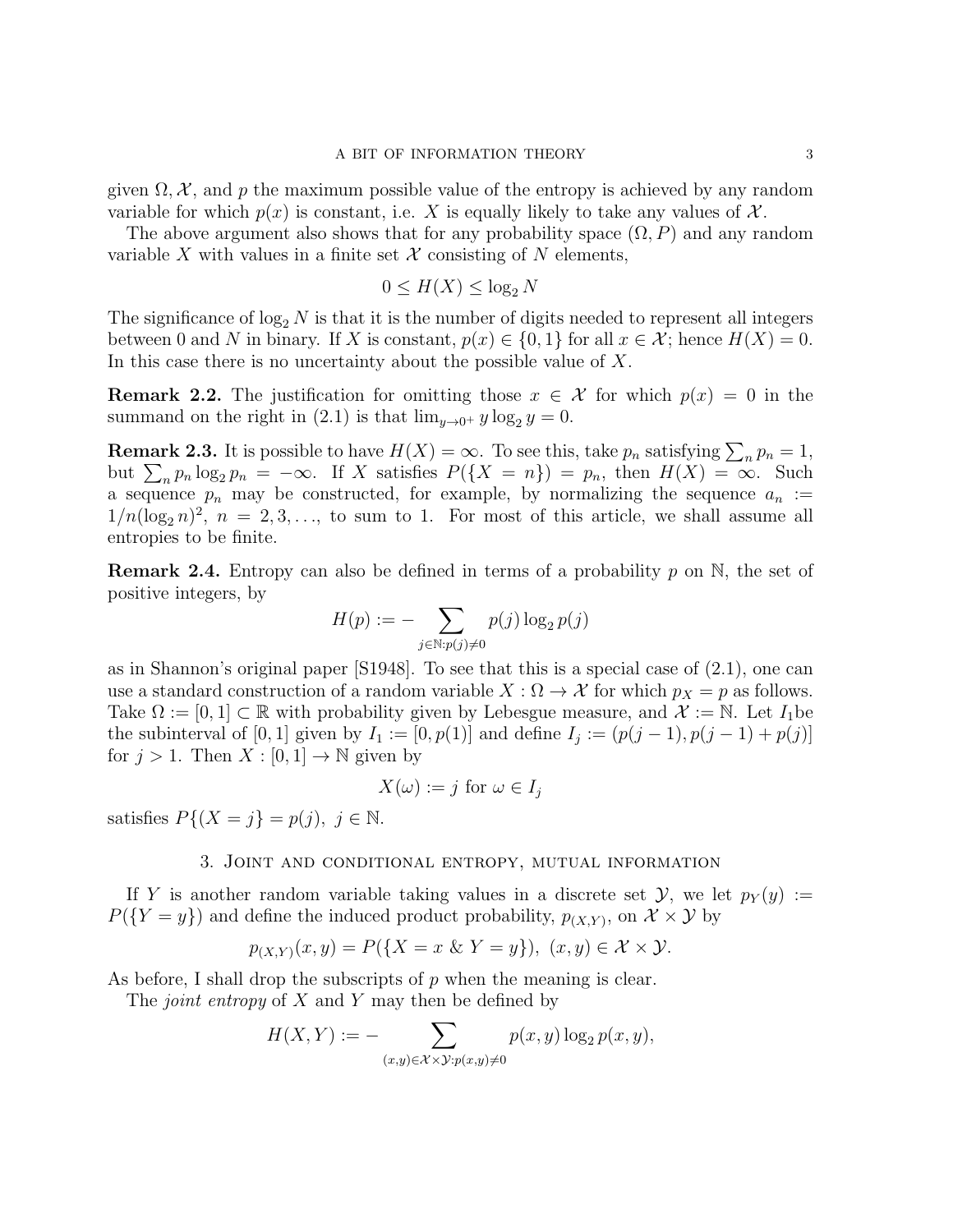given $\Omega, \mathcal{X}$, and $p$ the maximum possible value of the entropy is achieved by any random variable for which $p(x)$ is constant, i.e. $X$ is equally likely to take any values of $\mathcal{X}$.

The above argument also shows that for any probability space $(\Omega, P)$ and any random variable $X$ with values in a finite set $\mathcal{X}$ consisting of $N$ elements,

$$0 \leq H(X) \leq \log_2 N$$

The significance of $\log_2 N$ is that it is the number of digits needed to represent all integers between 0 and $N$ in binary. If $X$ is constant, $p(x) \in \{0, 1\}$ for all $x \in \mathcal{X}$; hence $H(X) = 0$. In this case there is no uncertainty about the possible value of $X$.

**Remark 2.2.** The justification for omitting those $x \in \mathcal{X}$ for which $p(x) = 0$ in the summand on the right in (2.1) is that $\lim_{y \to 0^+} y \log_2 y = 0$.

**Remark 2.3.** It is possible to have $H(X) = \infty$. To see this, take $p_n$ satisfying $\sum_n p_n = 1$, but $\sum_n p_n \log_2 p_n = -\infty$. If $X$ satisfies $P(\{X = n\}) = p_n$, then $H(X) = \infty$. Such a sequence $p_n$ may be constructed, for example, by normalizing the sequence $a_n := 1/n(\log_2 n)^2$, $n = 2, 3, \ldots$, to sum to 1. For most of this article, we shall assume all entropies to be finite.

**Remark 2.4.** Entropy can also be defined in terms of a probability $p$ on $\mathbb{N}$, the set of positive integers, by

$$H(p) := - \sum_{j \in \mathbb{N}: p(j) \neq 0} p(j) \log_2 p(j)$$

as in Shannon's original paper [S1948]. To see that this is a special case of (2.1), one can use a standard construction of a random variable $X : \Omega \to \mathcal{X}$ for which $p_X = p$ as follows. Take $\Omega := [0, 1] \subset \mathbb{R}$ with probability given by Lebesgue measure, and $\mathcal{X} := \mathbb{N}$. Let $I_1$be the subinterval of $[0, 1]$ given by $I_1 := [0, p(1)]$ and define $I_j := (p(j-1), p(j-1) + p(j)]$ for $j > 1$. Then $X : [0, 1] \to \mathbb{N}$ given by

$$X(\omega) := j \text{ for } \omega \in I_j$$

satisfies $P\{(X = j\} = p(j), \ j \in \mathbb{N}$.

## 3. Joint and conditional entropy, mutual information

If $Y$ is another random variable taking values in a discrete set $\mathcal{Y}$, we let $p_Y(y) := P(\{Y = y\})$ and define the induced product probability, $p_{(X,Y)}$, on $\mathcal{X} \times \mathcal{Y}$ by

$$p_{(X,Y)}(x, y) = P(\{X = x \ \& \ Y = y\}), \ (x, y) \in \mathcal{X} \times \mathcal{Y}.$$

As before, I shall drop the subscripts of $p$ when the meaning is clear.

The *joint entropy* of $X$ and $Y$ may then be defined by

$$H(X, Y) := - \sum_{(x,y) \in \mathcal{X} \times \mathcal{Y}: p(x,y) \neq 0} p(x, y) \log_2 p(x, y),$$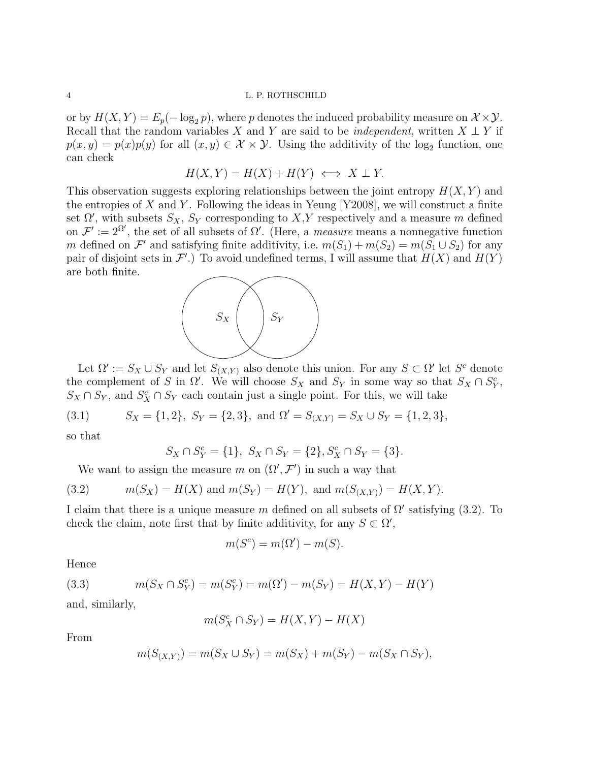or by $H(X,Y) = E_p(-\log_2 p)$, where $p$ denotes the induced probability measure on $\mathcal{X}\times\mathcal{Y}$. Recall that the random variables $X$ and $Y$ are said to be *independent*, written $X \perp Y$ if $p(x,y) = p(x)p(y)$ for all $(x,y) \in \mathcal{X}\times\mathcal{Y}$. Using the additivity of the $\log_2$ function, one can check

$$H(X,Y) = H(X) + H(Y) \iff X \perp Y.$$

This observation suggests exploring relationships between the joint entropy $H(X,Y)$ and the entropies of $X$ and $Y$. Following the ideas in Yeung [Y2008], we will construct a finite set $\Omega'$, with subsets $S_X$, $S_Y$ corresponding to $X$,$Y$ respectively and a measure $m$ defined on $\mathcal{F}' := 2^{\Omega'}$, the set of all subsets of $\Omega'$. (Here, a *measure* means a nonnegative function $m$ defined on $\mathcal{F}'$ and satisfying finite additivity, i.e. $m(S_1) + m(S_2) = m(S_1 \cup S_2)$ for any pair of disjoint sets in $\mathcal{F}'$.) To avoid undefined terms, I will assume that $H(X)$ and $H(Y)$ are both finite.

Let $\Omega' := S_X \cup S_Y$ and let $S_{(X,Y)}$ also denote this union. For any $S \subset \Omega'$ let $S^c$ denote the complement of $S$ in $\Omega'$. We will choose $S_X$ and $S_Y$ in some way so that $S_X \cap S_Y^c$, $S_X \cap S_Y$, and $S_X^c \cap S_Y$ each contain just a single point. For this, we will take

$$S_X = \{1,2\},\ S_Y = \{2,3\},\ \text{and } \Omega' = S_{(X,Y)} = S_X \cup S_Y = \{1,2,3\}, \tag{3.1}$$

so that

$$S_X \cap S_Y^c = \{1\},\ S_X \cap S_Y = \{2\}, S_X^c \cap S_Y = \{3\}.$$

We want to assign the measure $m$ on $(\Omega', \mathcal{F}')$ in such a way that

$$m(S_X) = H(X) \text{ and } m(S_Y) = H(Y),\ \text{and } m(S_{(X,Y)}) = H(X,Y). \tag{3.2}$$

I claim that there is a unique measure $m$ defined on all subsets of $\Omega'$ satisfying (3.2). To check the claim, note first that by finite additivity, for any $S \subset \Omega'$,

$$m(S^c) = m(\Omega') - m(S).$$

Hence

$$m(S_X \cap S_Y^c) = m(S_Y^c) = m(\Omega') - m(S_Y) = H(X,Y) - H(Y) \tag{3.3}$$

and, similarly,

$$m(S_X^c \cap S_Y) = H(X,Y) - H(X)$$

From

$$m(S_{(X,Y)}) = m(S_X \cup S_Y) = m(S_X) + m(S_Y) - m(S_X \cap S_Y),$$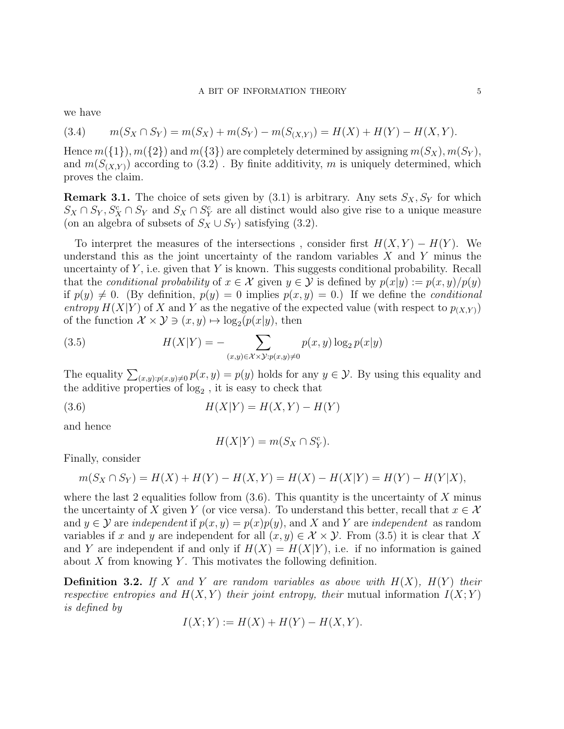we have

$$m(S_X \cap S_Y) = m(S_X) + m(S_Y) - m(S_{(X,Y)}) = H(X) + H(Y) - H(X,Y). \tag{3.4}$$

Hence $m(\{1\}), m(\{2\})$ and $m(\{3\})$ are completely determined by assigning $m(S_X), m(S_Y)$, and $m(S_{(X,Y)})$ according to (3.2) . By finite additivity, $m$ is uniquely determined, which proves the claim.

**Remark 3.1.** The choice of sets given by (3.1) is arbitrary. Any sets $S_X, S_Y$ for which $S_X \cap S_Y, S_X^c \cap S_Y$ and $S_X \cap S_Y^c$ are all distinct would also give rise to a unique measure (on an algebra of subsets of $S_X \cup S_Y$) satisfying (3.2).

To interpret the measures of the intersections , consider first $H(X,Y) - H(Y)$. We understand this as the joint uncertainty of the random variables $X$ and $Y$ minus the uncertainty of $Y$, i.e. given that $Y$ is known. This suggests conditional probability. Recall that the *conditional probability* of $x \in \mathcal{X}$ given $y \in \mathcal{Y}$ is defined by $p(x|y) := p(x,y)/p(y)$ if $p(y) \neq 0$. (By definition, $p(y) = 0$ implies $p(x,y) = 0$.) If we define the *conditional entropy* $H(X|Y)$ of $X$ and $Y$ as the negative of the expected value (with respect to $p_{(X,Y)}$) of the function $\mathcal{X} \times \mathcal{Y} \ni (x,y) \mapsto \log_2(p(x|y)$, then

$$H(X|Y) = - \sum_{(x,y) \in \mathcal{X} \times \mathcal{Y} : p(x,y) \neq 0} p(x,y) \log_2 p(x|y) \tag{3.5}$$

The equality $\sum_{(x,y):p(x,y)\neq 0} p(x,y) = p(y)$ holds for any $y \in \mathcal{Y}$. By using this equality and the additive properties of $\log_2$ , it is easy to check that

$$H(X|Y) = H(X,Y) - H(Y) \tag{3.6}$$

and hence

$$H(X|Y) = m(S_X \cap S_Y^c).$$

Finally, consider

$$m(S_X \cap S_Y) = H(X) + H(Y) - H(X,Y) = H(X) - H(X|Y) = H(Y) - H(Y|X),$$

where the last 2 equalities follow from (3.6). This quantity is the uncertainty of $X$ minus the uncertainty of $X$ given $Y$ (or vice versa). To understand this better, recall that $x \in \mathcal{X}$ and $y \in \mathcal{Y}$ are *independent* if $p(x,y) = p(x)p(y)$, and $X$ and $Y$ are *independent* as random variables if $x$ and $y$ are independent for all $(x,y) \in \mathcal{X} \times \mathcal{Y}$. From (3.5) it is clear that $X$ and $Y$ are independent if and only if $H(X) = H(X|Y)$, i.e. if no information is gained about $X$ from knowing $Y$. This motivates the following definition.

**Definition 3.2.** *If $X$ and $Y$ are random variables as above with $H(X)$, $H(Y)$ their respective entropies and $H(X,Y)$ their joint entropy, their* mutual information $I(X;Y)$ *is defined by*

$$I(X;Y) := H(X) + H(Y) - H(X,Y).$$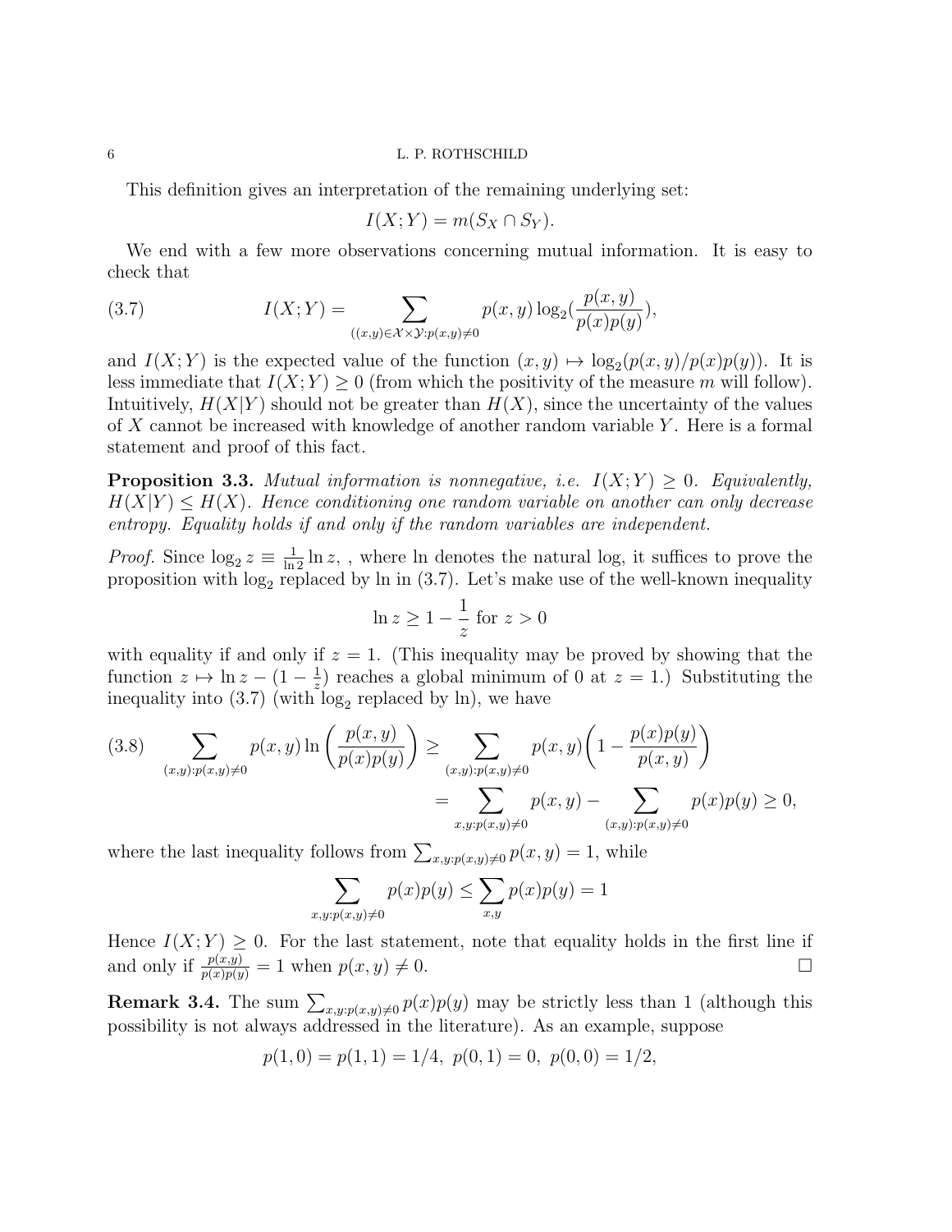This definition gives an interpretation of the remaining underlying set:

$$I(X;Y) = m(S_X \cap S_Y).$$

We end with a few more observations concerning mutual information. It is easy to check that

$$I(X;Y) = \sum_{((x,y)\in \mathcal{X}\times\mathcal{Y}: p(x,y)\neq 0} p(x,y)\log_2\left(\frac{p(x,y)}{p(x)p(y)}\right), \tag{3.7}$$

and $I(X;Y)$ is the expected value of the function $(x,y) \mapsto \log_2(p(x,y)/p(x)p(y))$. It is less immediate that $I(X;Y) \geq 0$ (from which the positivity of the measure $m$ will follow). Intuitively, $H(X|Y)$ should not be greater than $H(X)$, since the uncertainty of the values of $X$ cannot be increased with knowledge of another random variable $Y$. Here is a formal statement and proof of this fact.

**Proposition 3.3.** *Mutual information is nonnegative, i.e. $I(X;Y) \geq 0$. Equivalently, $H(X|Y) \leq H(X)$. Hence conditioning one random variable on another can only decrease entropy. Equality holds if and only if the random variables are independent.*

*Proof.* Since $\log_2 z \equiv \frac{1}{\ln 2}\ln z$, , where ln denotes the natural log, it suffices to prove the proposition with $\log_2$ replaced by ln in (3.7). Let's make use of the well-known inequality

$$\ln z \geq 1 - \frac{1}{z} \text{ for } z > 0$$

with equality if and only if $z = 1$. (This inequality may be proved by showing that the function $z \mapsto \ln z - (1 - \frac{1}{z})$ reaches a global minimum of 0 at $z = 1$.) Substituting the inequality into (3.7) (with $\log_2$ replaced by ln), we have

$$\begin{aligned} \sum_{(x,y):p(x,y)\neq 0} p(x,y)\ln\left(\frac{p(x,y)}{p(x)p(y)}\right) &\geq \sum_{(x,y):p(x,y)\neq 0} p(x,y)\left(1 - \frac{p(x)p(y)}{p(x,y)}\right) \\ &= \sum_{x,y:p(x,y)\neq 0} p(x,y) - \sum_{(x,y):p(x,y)\neq 0} p(x)p(y) \geq 0, \end{aligned} \tag{3.8}$$

where the last inequality follows from $\sum_{x,y:p(x,y)\neq 0} p(x,y) = 1$, while

$$\sum_{x,y:p(x,y)\neq 0} p(x)p(y) \leq \sum_{x,y} p(x)p(y) = 1$$

Hence $I(X;Y) \geq 0$. For the last statement, note that equality holds in the first line if and only if $\frac{p(x,y)}{p(x)p(y)} = 1$ when $p(x,y) \neq 0$. ☐

**Remark 3.4.** The sum $\sum_{x,y:p(x,y)\neq 0} p(x)p(y)$ may be strictly less than 1 (although this possibility is not always addressed in the literature). As an example, suppose

$$p(1,0) = p(1,1) = 1/4,\ p(0,1) = 0,\ p(0,0) = 1/2,$$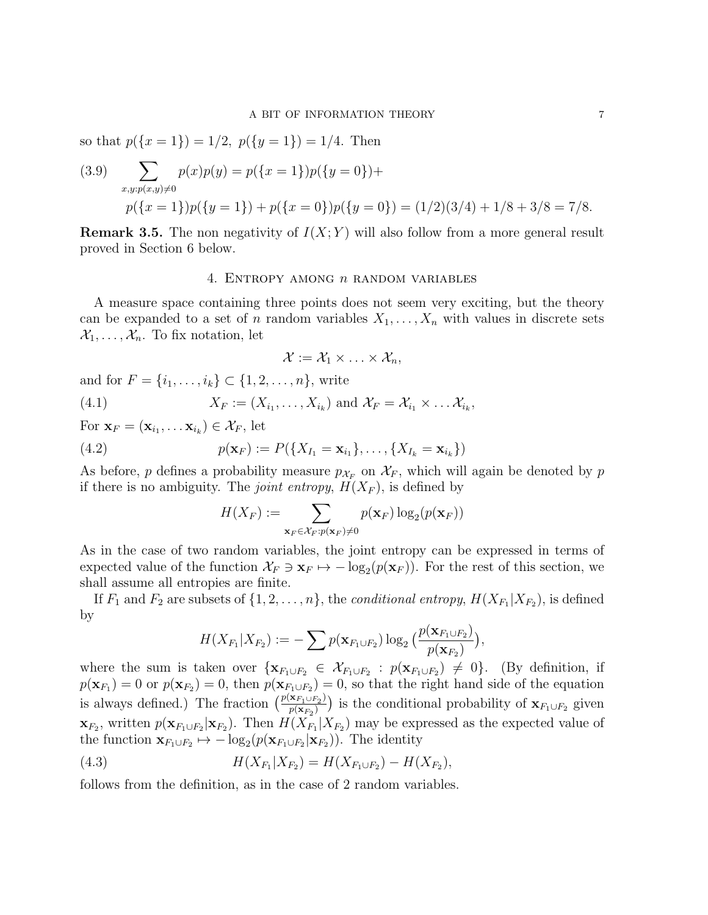so that $p(\{x = 1\}) = 1/2,\ p(\{y = 1\}) = 1/4$. Then

$$
\begin{aligned}
(3.9) \qquad \sum_{x,y:p(x,y)\neq 0} p(x)p(y) &= p(\{x = 1\})p(\{y = 0\})+ \\
&p(\{x = 1\})p(\{y = 1\}) + p(\{x = 0\})p(\{y = 0\}) = (1/2)(3/4) + 1/8 + 3/8 = 7/8.
\end{aligned}
$$

**Remark 3.5.** The non negativity of $I(X; Y)$ will also follow from a more general result proved in Section 6 below.

## 4. Entropy among $n$ random variables

A measure space containing three points does not seem very exciting, but the theory can be expanded to a set of $n$ random variables $X_1, \ldots, X_n$ with values in discrete sets $\mathcal{X}_1, \ldots, \mathcal{X}_n$. To fix notation, let

$$
\mathcal{X} := \mathcal{X}_1 \times \ldots \times \mathcal{X}_n,
$$

and for $F = \{i_1, \ldots, i_k\} \subset \{1, 2, \ldots, n\}$, write

$$
(4.1) \qquad X_F := (X_{i_1}, \ldots, X_{i_k}) \text{ and } \mathcal{X}_F = \mathcal{X}_{i_1} \times \ldots \mathcal{X}_{i_k},
$$

For $\mathbf{x}_F = (\mathbf{x}_{i_1}, \ldots \mathbf{x}_{i_k}) \in \mathcal{X}_F$, let

$$
(4.2) \qquad p(\mathbf{x}_F) := P(\{X_{I_1} = \mathbf{x}_{i_1}\}, \ldots, \{X_{I_k} = \mathbf{x}_{i_k}\})
$$

As before, $p$ defines a probability measure $p_{\mathcal{X}_F}$ on $\mathcal{X}_F$, which will again be denoted by $p$ if there is no ambiguity. The *joint entropy*, $H(X_F)$, is defined by

$$
H(X_F) := \sum_{\mathbf{x}_F \in \mathcal{X}_F : p(\mathbf{x}_F) \neq 0} p(\mathbf{x}_F) \log_2(p(\mathbf{x}_F))
$$

As in the case of two random variables, the joint entropy can be expressed in terms of expected value of the function $\mathcal{X}_F \ni \mathbf{x}_F \mapsto -\log_2(p(\mathbf{x}_F))$. For the rest of this section, we shall assume all entropies are finite.

If $F_1$ and $F_2$ are subsets of $\{1, 2, \ldots, n\}$, the *conditional entropy*, $H(X_{F_1}|X_{F_2})$, is defined by

$$
H(X_{F_1}|X_{F_2}) := -\sum p(\mathbf{x}_{F_1 \cup F_2}) \log_2 \big(\frac{p(\mathbf{x}_{F_1 \cup F_2})}{p(\mathbf{x}_{F_2})}\big),
$$

where the sum is taken over $\{\mathbf{x}_{F_1 \cup F_2} \in \mathcal{X}_{F_1 \cup F_2} : p(\mathbf{x}_{F_1 \cup F_2}) \neq 0\}$. (By definition, if $p(\mathbf{x}_{F_1}) = 0$ or $p(\mathbf{x}_{F_2}) = 0$, then $p(\mathbf{x}_{F_1 \cup F_2}) = 0$, so that the right hand side of the equation is always defined.) The fraction $\big(\frac{p(\mathbf{x}_{F_1 \cup F_2})}{p(\mathbf{x}_{F_2})}\big)$ is the conditional probability of $\mathbf{x}_{F_1 \cup F_2}$ given $\mathbf{x}_{F_2}$, written $p(\mathbf{x}_{F_1 \cup F_2}|\mathbf{x}_{F_2})$. Then $H(X_{F_1}|X_{F_2})$ may be expressed as the expected value of the function $\mathbf{x}_{F_1 \cup F_2} \mapsto -\log_2(p(\mathbf{x}_{F_1 \cup F_2}|\mathbf{x}_{F_2}))$. The identity

$$
(4.3) \qquad H(X_{F_1}|X_{F_2}) = H(X_{F_1 \cup F_2}) - H(X_{F_2}),
$$

follows from the definition, as in the case of 2 random variables.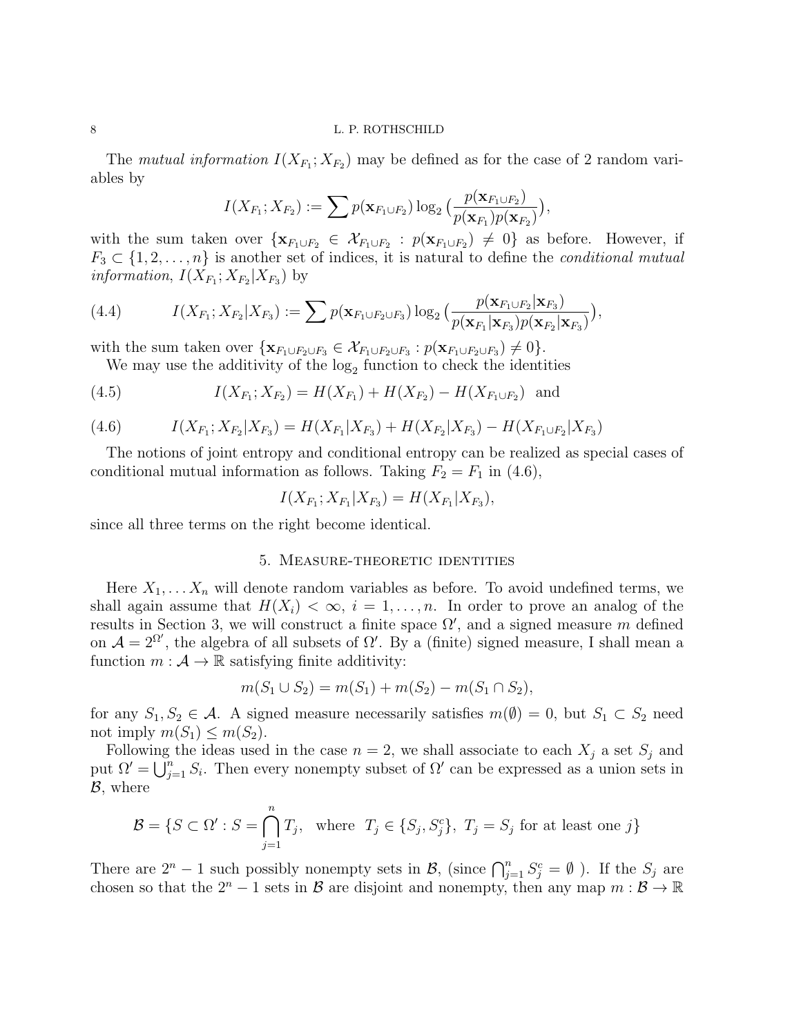The *mutual information* $I(X_{F_1}; X_{F_2})$ may be defined as for the case of 2 random variables by

$$I(X_{F_1}; X_{F_2}) := \sum p(\mathbf{x}_{F_1 \cup F_2}) \log_2 \big( \frac{p(\mathbf{x}_{F_1 \cup F_2})}{p(\mathbf{x}_{F_1}) p(\mathbf{x}_{F_2})} \big),$$

with the sum taken over $\{\mathbf{x}_{F_1 \cup F_2} \in \mathcal{X}_{F_1 \cup F_2} : p(\mathbf{x}_{F_1 \cup F_2}) \neq 0\}$ as before. However, if $F_3 \subset \{1, 2, \ldots, n\}$ is another set of indices, it is natural to define the *conditional mutual information*, $I(X_{F_1}; X_{F_2} | X_{F_3})$ by

$$I(X_{F_1}; X_{F_2} | X_{F_3}) := \sum p(\mathbf{x}_{F_1 \cup F_2 \cup F_3}) \log_2 \big( \frac{p(\mathbf{x}_{F_1 \cup F_2} | \mathbf{x}_{F_3})}{p(\mathbf{x}_{F_1} | \mathbf{x}_{F_3}) p(\mathbf{x}_{F_2} | \mathbf{x}_{F_3})} \big), \tag{4.4}$$

with the sum taken over $\{\mathbf{x}_{F_1 \cup F_2 \cup F_3} \in \mathcal{X}_{F_1 \cup F_2 \cup F_3} : p(\mathbf{x}_{F_1 \cup F_2 \cup F_3}) \neq 0\}$.

We may use the additivity of the $\log_2$ function to check the identities

$$I(X_{F_1}; X_{F_2}) = H(X_{F_1}) + H(X_{F_2}) - H(X_{F_1 \cup F_2}) \quad \text{and} \tag{4.5}$$

$$I(X_{F_1}; X_{F_2} | X_{F_3}) = H(X_{F_1} | X_{F_3}) + H(X_{F_2} | X_{F_3}) - H(X_{F_1 \cup F_2} | X_{F_3}) \tag{4.6}$$

The notions of joint entropy and conditional entropy can be realized as special cases of conditional mutual information as follows. Taking $F_2 = F_1$ in (4.6),

$$I(X_{F_1}; X_{F_1} | X_{F_3}) = H(X_{F_1} | X_{F_3}),$$

since all three terms on the right become identical.

## 5. Measure-theoretic identities

Here $X_1, \ldots X_n$ will denote random variables as before. To avoid undefined terms, we shall again assume that $H(X_i) < \infty$, $i = 1, \ldots, n$. In order to prove an analog of the results in Section 3, we will construct a finite space $\Omega'$, and a signed measure $m$ defined on $\mathcal{A} = 2^{\Omega'}$, the algebra of all subsets of $\Omega'$. By a (finite) signed measure, I shall mean a function $m : \mathcal{A} \to \mathbb{R}$ satisfying finite additivity:

$$m(S_1 \cup S_2) = m(S_1) + m(S_2) - m(S_1 \cap S_2),$$

for any $S_1, S_2 \in \mathcal{A}$. A signed measure necessarily satisfies $m(\emptyset) = 0$, but $S_1 \subset S_2$ need not imply $m(S_1) \leq m(S_2)$.

Following the ideas used in the case $n = 2$, we shall associate to each $X_j$ a set $S_j$ and put $\Omega' = \bigcup_{j=1}^n S_i$. Then every nonempty subset of $\Omega'$ can be expressed as a union sets in $\mathcal{B}$, where

$$\mathcal{B} = \{S \subset \Omega' : S = \bigcap_{j=1}^n T_j, \quad \text{where} \;\; T_j \in \{S_j, S_j^c\}, \; T_j = S_j \text{ for at least one } j\}$$

There are $2^n - 1$ such possibly nonempty sets in $\mathcal{B}$, (since $\bigcap_{j=1}^n S_j^c = \emptyset$ ). If the $S_j$ are chosen so that the $2^n - 1$ sets in $\mathcal{B}$ are disjoint and nonempty, then any map $m : \mathcal{B} \to \mathbb{R}$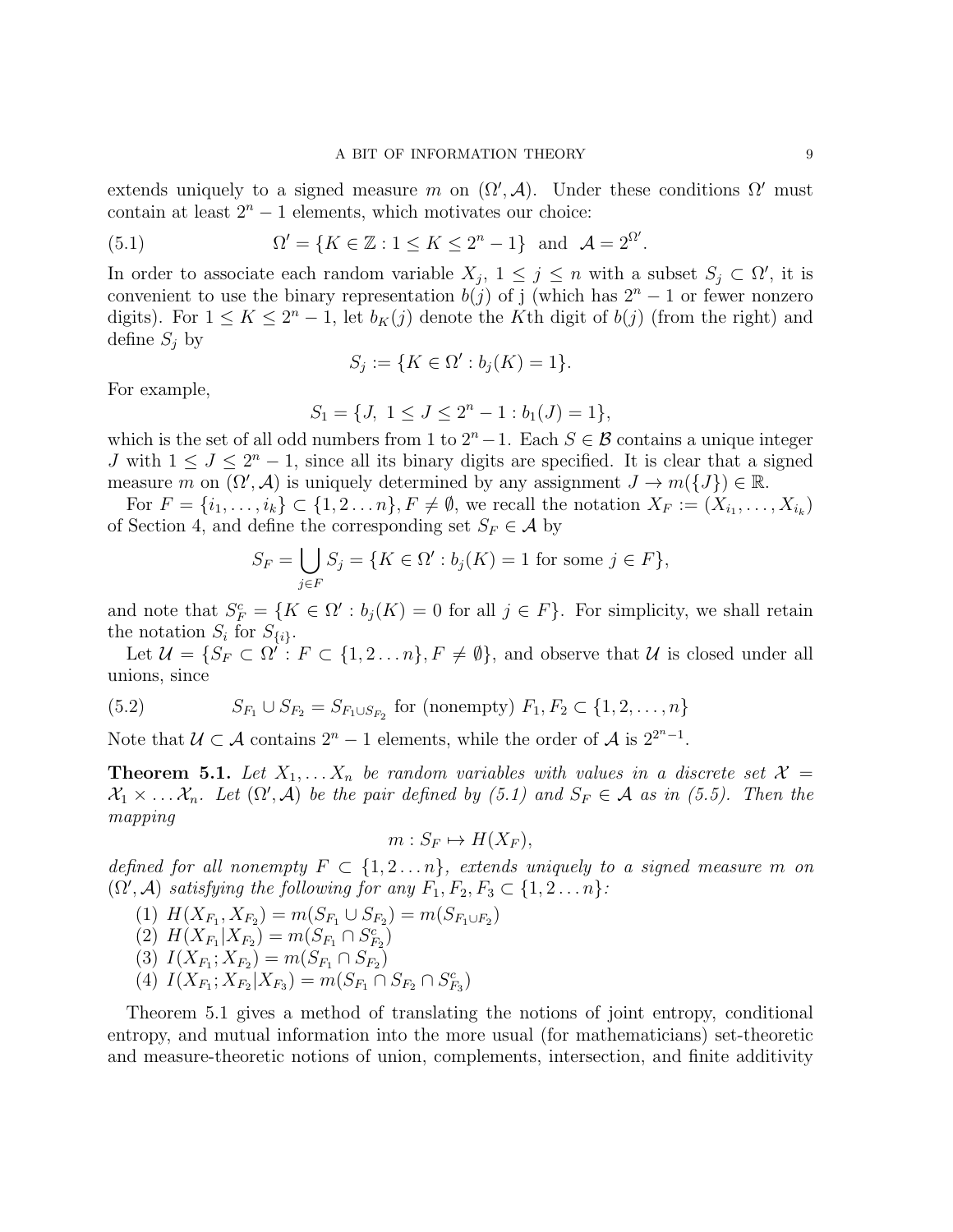extends uniquely to a signed measure $m$ on $(\Omega', \mathcal{A})$. Under these conditions $\Omega'$ must contain at least $2^n - 1$ elements, which motivates our choice:

$$\Omega' = \{K \in \mathbb{Z} : 1 \leq K \leq 2^n - 1\} \text{ and } \mathcal{A} = 2^{\Omega'}. \tag{5.1}$$

In order to associate each random variable $X_j$, $1 \leq j \leq n$ with a subset $S_j \subset \Omega'$, it is convenient to use the binary representation $b(j)$ of j (which has $2^n - 1$ or fewer nonzero digits). For $1 \leq K \leq 2^n - 1$, let $b_K(j)$ denote the $K$th digit of $b(j)$ (from the right) and define $S_j$ by

$$S_j := \{K \in \Omega' : b_j(K) = 1\}.$$

For example,

$$S_1 = \{J,\ 1 \leq J \leq 2^n - 1 : b_1(J) = 1\},$$

which is the set of all odd numbers from 1 to $2^n - 1$. Each $S \in \mathcal{B}$ contains a unique integer $J$ with $1 \leq J \leq 2^n - 1$, since all its binary digits are specified. It is clear that a signed measure $m$ on $(\Omega', \mathcal{A})$ is uniquely determined by any assignment $J \to m(\{J\}) \in \mathbb{R}$.

For $F = \{i_1, \ldots, i_k\} \subset \{1, 2 \ldots n\}, F \neq \emptyset$, we recall the notation $X_F := (X_{i_1}, \ldots, X_{i_k})$ of Section 4, and define the corresponding set $S_F \in \mathcal{A}$ by

$$S_F = \bigcup_{j \in F} S_j = \{K \in \Omega' : b_j(K) = 1 \text{ for some } j \in F\},$$

and note that $S_F^c = \{K \in \Omega' : b_j(K) = 0 \text{ for all } j \in F\}$. For simplicity, we shall retain the notation $S_i$ for $S_{\{i\}}$.

Let $\mathcal{U} = \{S_F \subset \Omega' : F \subset \{1, 2 \ldots n\}, F \neq \emptyset\}$, and observe that $\mathcal{U}$ is closed under all unions, since

$$S_{F_1} \cup S_{F_2} = S_{F_1 \cup S_{F_2}} \text{ for (nonempty) } F_1, F_2 \subset \{1, 2, \ldots, n\} \tag{5.2}$$

Note that $\mathcal{U} \subset \mathcal{A}$ contains $2^n - 1$ elements, while the order of $\mathcal{A}$ is $2^{2^n - 1}$.

**Theorem 5.1.** *Let $X_1, \ldots X_n$ be random variables with values in a discrete set $\mathcal{X} = \mathcal{X}_1 \times \ldots \mathcal{X}_n$. Let $(\Omega', \mathcal{A})$ be the pair defined by (5.1) and $S_F \in \mathcal{A}$ as in (5.5). Then the mapping*

$$m : S_F \mapsto H(X_F),$$

*defined for all nonempty $F \subset \{1, 2 \ldots n\}$, extends uniquely to a signed measure $m$ on $(\Omega', \mathcal{A})$ satisfying the following for any $F_1, F_2, F_3 \subset \{1, 2 \ldots n\}$:*

1. $H(X_{F_1}, X_{F_2}) = m(S_{F_1} \cup S_{F_2}) = m(S_{F_1 \cup F_2})$
2. $H(X_{F_1} | X_{F_2}) = m(S_{F_1} \cap S_{F_2}^c)$
3. $I(X_{F_1}; X_{F_2}) = m(S_{F_1} \cap S_{F_2})$
4. $I(X_{F_1}; X_{F_2} | X_{F_3}) = m(S_{F_1} \cap S_{F_2} \cap S_{F_3}^c)$

Theorem 5.1 gives a method of translating the notions of joint entropy, conditional entropy, and mutual information into the more usual (for mathematicians) set-theoretic and measure-theoretic notions of union, complements, intersection, and finite additivity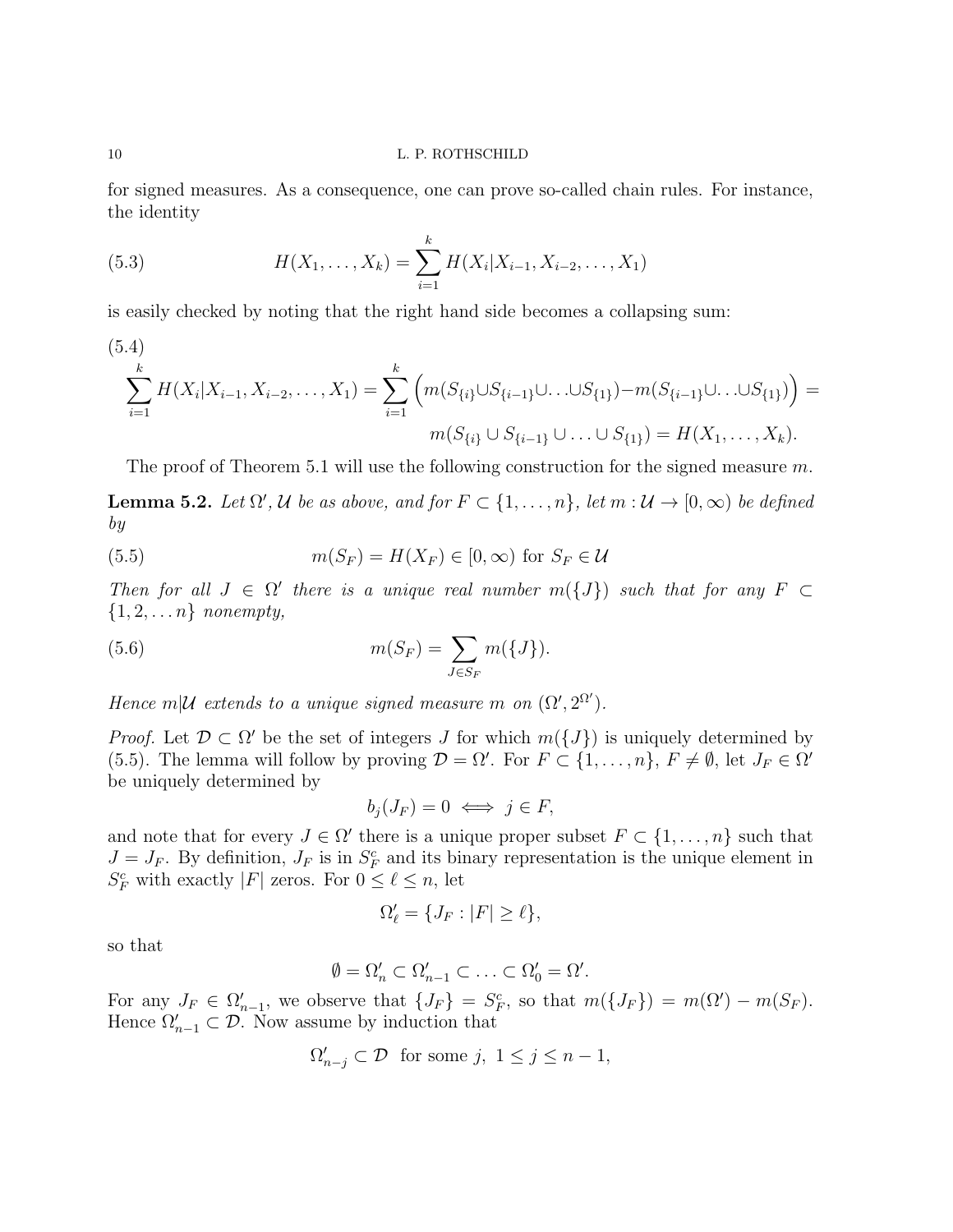for signed measures. As a consequence, one can prove so-called chain rules. For instance, the identity

$$H(X_1, \ldots, X_k) = \sum_{i=1}^{k} H(X_i | X_{i-1}, X_{i-2}, \ldots, X_1) \tag{5.3}$$

is easily checked by noting that the right hand side becomes a collapsing sum:

$$\sum_{i=1}^{k} H(X_i | X_{i-1}, X_{i-2}, \ldots, X_1) = \sum_{i=1}^{k} \Big( m(S_{\{i\}} \cup S_{\{i-1\}} \cup \ldots \cup S_{\{1\}}) - m(S_{\{i-1\}} \cup \ldots \cup S_{\{1\}}) \Big) = m(S_{\{i\}} \cup S_{\{i-1\}} \cup \ldots \cup S_{\{1\}}) = H(X_1, \ldots, X_k). \tag{5.4}$$

The proof of Theorem 5.1 will use the following construction for the signed measure $m$.

**Lemma 5.2.** *Let $\Omega'$, $\mathcal{U}$ be as above, and for $F \subset \{1, \ldots, n\}$, let $m : \mathcal{U} \to [0, \infty)$ be defined by*

$$m(S_F) = H(X_F) \in [0, \infty) \text{ for } S_F \in \mathcal{U} \tag{5.5}$$

*Then for all $J \in \Omega'$ there is a unique real number $m(\{J\})$ such that for any $F \subset \{1, 2, \ldots n\}$ nonempty,*

$$m(S_F) = \sum_{J \in S_F} m(\{J\}). \tag{5.6}$$

*Hence $m|\mathcal{U}$ extends to a unique signed measure $m$ on $(\Omega', 2^{\Omega'})$.*

*Proof.* Let $\mathcal{D} \subset \Omega'$ be the set of integers $J$ for which $m(\{J\})$ is uniquely determined by (5.5). The lemma will follow by proving $\mathcal{D} = \Omega'$. For $F \subset \{1, \ldots, n\}$, $F \neq \emptyset$, let $J_F \in \Omega'$ be uniquely determined by

$$b_j(J_F) = 0 \iff j \in F,$$

and note that for every $J \in \Omega'$ there is a unique proper subset $F \subset \{1, \ldots, n\}$ such that $J = J_F$. By definition, $J_F$ is in $S_F^c$ and its binary representation is the unique element in $S_F^c$ with exactly $|F|$ zeros. For $0 \leq \ell \leq n$, let

$$\Omega'_\ell = \{J_F : |F| \geq \ell\},$$

so that

$$\emptyset = \Omega'_n \subset \Omega'_{n-1} \subset \ldots \subset \Omega'_0 = \Omega'.$$

For any $J_F \in \Omega'_{n-1}$, we observe that $\{J_F\} = S_F^c$, so that $m(\{J_F\}) = m(\Omega') - m(S_F)$. Hence $\Omega'_{n-1} \subset \mathcal{D}$. Now assume by induction that

$$\Omega'_{n-j} \subset \mathcal{D} \text{ for some } j,\ 1 \leq j \leq n-1,$$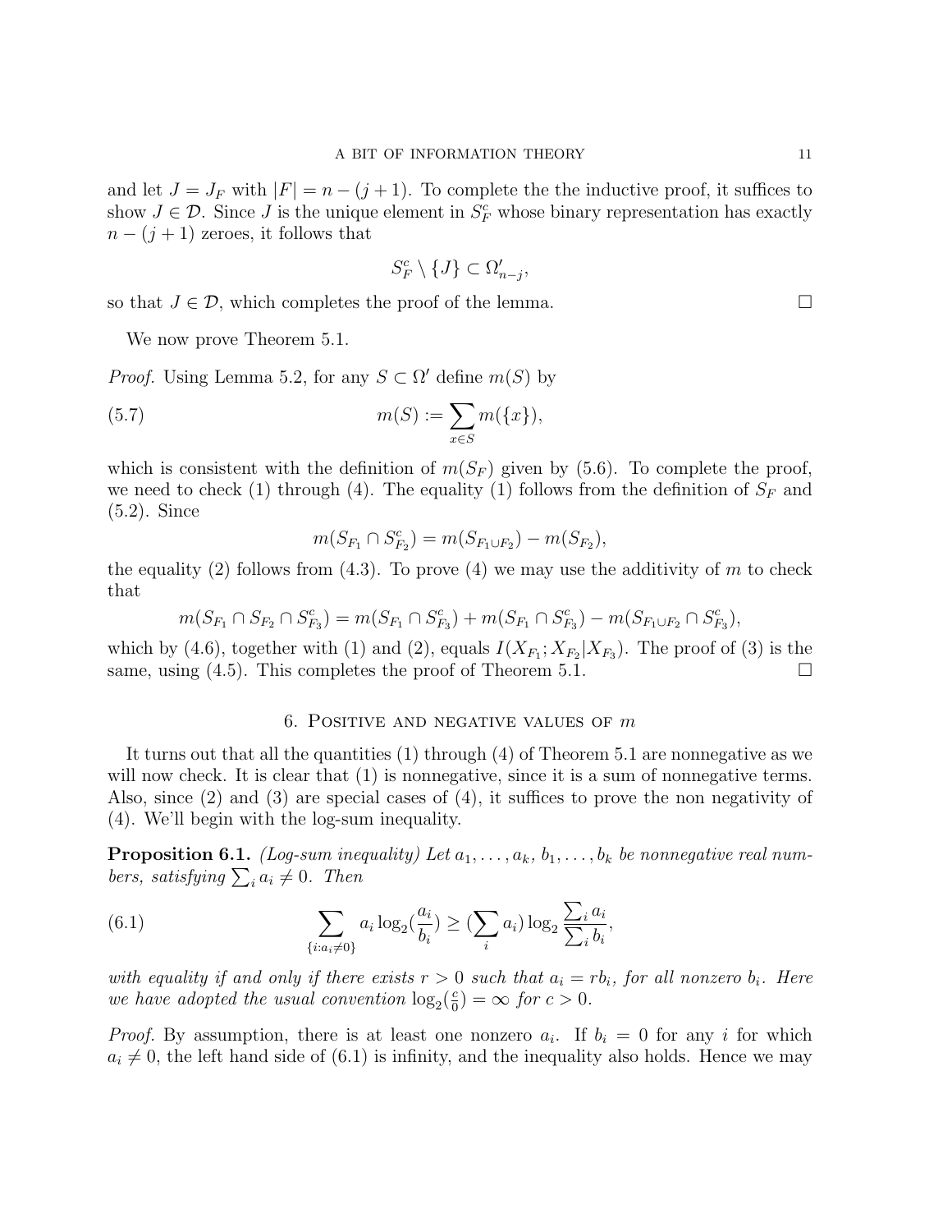and let $J = J_F$ with $|F| = n - (j+1)$. To complete the the inductive proof, it suffices to show $J \in \mathcal{D}$. Since $J$ is the unique element in $S_F^c$ whose binary representation has exactly $n-(j+1)$ zeroes, it follows that

$$S_F^c \setminus \{J\} \subset \Omega'_{n-j},$$

so that $J \in \mathcal{D}$, which completes the proof of the lemma. □

We now prove Theorem 5.1.

*Proof.* Using Lemma 5.2, for any $S \subset \Omega'$ define $m(S)$ by

$$m(S) := \sum_{x \in S} m(\{x\}), \tag{5.7}$$

which is consistent with the definition of $m(S_F)$ given by (5.6). To complete the proof, we need to check (1) through (4). The equality (1) follows from the definition of $S_F$ and (5.2). Since

$$m(S_{F_1} \cap S_{F_2}^c) = m(S_{F_1 \cup F_2}) - m(S_{F_2}),$$

the equality (2) follows from (4.3). To prove (4) we may use the additivity of $m$ to check that

$$m(S_{F_1} \cap S_{F_2} \cap S_{F_3}^c) = m(S_{F_1} \cap S_{F_3}^c) + m(S_{F_1} \cap S_{F_3}^c) - m(S_{F_1 \cup F_2} \cap S_{F_3}^c),$$

which by (4.6), together with (1) and (2), equals $I(X_{F_1}; X_{F_2} | X_{F_3})$. The proof of (3) is the same, using (4.5). This completes the proof of Theorem 5.1. □

## 6. Positive and negative values of $m$

It turns out that all the quantities (1) through (4) of Theorem 5.1 are nonnegative as we will now check. It is clear that (1) is nonnegative, since it is a sum of nonnegative terms. Also, since (2) and (3) are special cases of (4), it suffices to prove the non negativity of (4). We'll begin with the log-sum inequality.

**Proposition 6.1.** *(Log-sum inequality) Let $a_1, \ldots, a_k$, $b_1, \ldots, b_k$ be nonnegative real numbers, satisfying $\sum_i a_i \neq 0$. Then*

$$\sum_{\{i : a_i \neq 0\}} a_i \log_2\left(\frac{a_i}{b_i}\right) \geq \left(\sum_i a_i\right) \log_2 \frac{\sum_i a_i}{\sum_i b_i}, \tag{6.1}$$

*with equality if and only if there exists $r > 0$ such that $a_i = r b_i$, for all nonzero $b_i$. Here we have adopted the usual convention $\log_2(\frac{c}{0}) = \infty$ for $c > 0$.*

*Proof.* By assumption, there is at least one nonzero $a_i$. If $b_i = 0$ for any $i$ for which $a_i \neq 0$, the left hand side of (6.1) is infinity, and the inequality also holds. Hence we may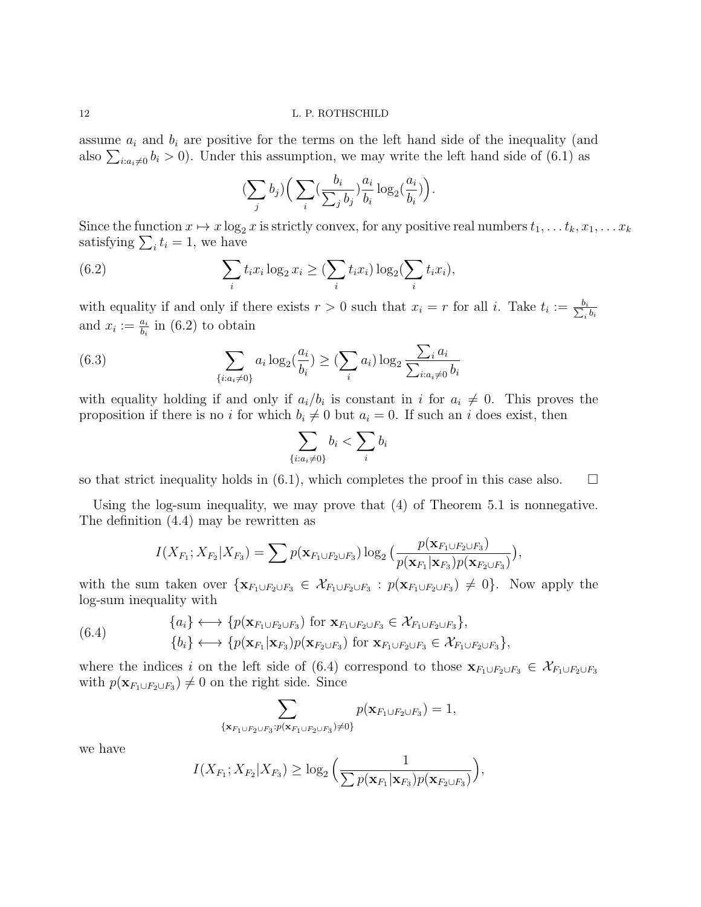assume $a_i$ and $b_i$ are positive for the terms on the left hand side of the inequality (and also $\sum_{i:a_i\neq 0} b_i > 0$). Under this assumption, we may write the left hand side of (6.1) as

$$(\sum_j b_j)\Big(\sum_i (\frac{b_i}{\sum_j b_j})\frac{a_i}{b_i}\log_2(\frac{a_i}{b_i})\Big).$$

Since the function $x \mapsto x\log_2 x$ is strictly convex, for any positive real numbers $t_1, \ldots t_k, x_1, \ldots x_k$ satisfying $\sum_i t_i = 1$, we have

$$\sum_i t_i x_i \log_2 x_i \geq (\sum_i t_i x_i)\log_2(\sum_i t_i x_i), \tag{6.2}$$

with equality if and only if there exists $r > 0$ such that $x_i = r$ for all $i$. Take $t_i := \frac{b_i}{\sum_i b_i}$ and $x_i := \frac{a_i}{b_i}$ in (6.2) to obtain

$$\sum_{\{i:a_i\neq 0\}} a_i \log_2(\frac{a_i}{b_i}) \geq (\sum_i a_i)\log_2 \frac{\sum_i a_i}{\sum_{i:a_i\neq 0} b_i} \tag{6.3}$$

with equality holding if and only if $a_i/b_i$ is constant in $i$ for $a_i \neq 0$. This proves the proposition if there is no $i$ for which $b_i \neq 0$ but $a_i = 0$. If such an $i$ does exist, then

$$\sum_{\{i:a_i\neq 0\}} b_i < \sum_i b_i$$

so that strict inequality holds in (6.1), which completes the proof in this case also. $\square$

Using the log-sum inequality, we may prove that (4) of Theorem 5.1 is nonnegative. The definition (4.4) may be rewritten as

$$I(X_{F_1}; X_{F_2}|X_{F_3}) = \sum p(\mathbf{x}_{F_1\cup F_2\cup F_3})\log_2\big(\frac{p(\mathbf{x}_{F_1\cup F_2\cup F_3})}{p(\mathbf{x}_{F_1}|\mathbf{x}_{F_3})p(\mathbf{x}_{F_2\cup F_3})}\big),$$

with the sum taken over $\{\mathbf{x}_{F_1\cup F_2\cup F_3} \in \mathcal{X}_{F_1\cup F_2\cup F_3} : p(\mathbf{x}_{F_1\cup F_2\cup F_3}) \neq 0\}$. Now apply the log-sum inequality with

$$\begin{aligned} &\{a_i\} \longleftrightarrow \{p(\mathbf{x}_{F_1\cup F_2\cup F_3}) \text{ for } \mathbf{x}_{F_1\cup F_2\cup F_3} \in \mathcal{X}_{F_1\cup F_2\cup F_3}\}, \\ &\{b_i\} \longleftrightarrow \{p(\mathbf{x}_{F_1}|\mathbf{x}_{F_3})p(\mathbf{x}_{F_2\cup F_3}) \text{ for } \mathbf{x}_{F_1\cup F_2\cup F_3} \in \mathcal{X}_{F_1\cup F_2\cup F_3}\}, \end{aligned} \tag{6.4}$$

where the indices $i$ on the left side of (6.4) correspond to those $\mathbf{x}_{F_1\cup F_2\cup F_3} \in \mathcal{X}_{F_1\cup F_2\cup F_3}$ with $p(\mathbf{x}_{F_1\cup F_2\cup F_3}) \neq 0$ on the right side. Since

$$\sum_{\{\mathbf{x}_{F_1\cup F_2\cup F_3}:p(\mathbf{x}_{F_1\cup F_2\cup F_3})\neq 0\}} p(\mathbf{x}_{F_1\cup F_2\cup F_3}) = 1,$$

we have

$$I(X_{F_1}; X_{F_2}|X_{F_3}) \geq \log_2\Big(\frac{1}{\sum p(\mathbf{x}_{F_1}|\mathbf{x}_{F_3})p(\mathbf{x}_{F_2\cup F_3})}\Big),$$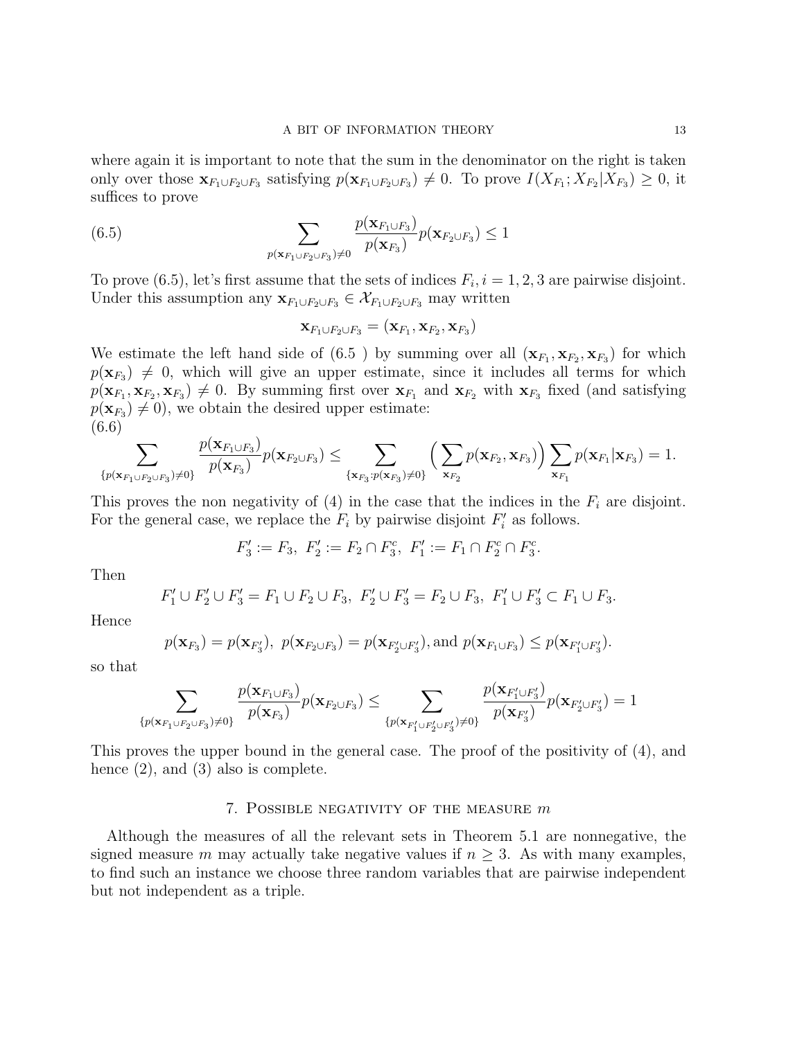where again it is important to note that the sum in the denominator on the right is taken only over those $\mathbf{x}_{F_1 \cup F_2 \cup F_3}$ satisfying $p(\mathbf{x}_{F_1 \cup F_2 \cup F_3}) \neq 0$. To prove $I(X_{F_1}; X_{F_2}|X_{F_3}) \geq 0$, it suffices to prove

$$\sum_{p(\mathbf{x}_{F_1 \cup F_2 \cup F_3}) \neq 0} \frac{p(\mathbf{x}_{F_1 \cup F_3})}{p(\mathbf{x}_{F_3})} p(\mathbf{x}_{F_2 \cup F_3}) \leq 1 \tag{6.5}$$

To prove (6.5), let's first assume that the sets of indices $F_i, i = 1, 2, 3$ are pairwise disjoint. Under this assumption any $\mathbf{x}_{F_1 \cup F_2 \cup F_3} \in \mathcal{X}_{F_1 \cup F_2 \cup F_3}$ may written

$$\mathbf{x}_{F_1 \cup F_2 \cup F_3} = (\mathbf{x}_{F_1}, \mathbf{x}_{F_2}, \mathbf{x}_{F_3})$$

We estimate the left hand side of (6.5 ) by summing over all $(\mathbf{x}_{F_1}, \mathbf{x}_{F_2}, \mathbf{x}_{F_3})$ for which $p(\mathbf{x}_{F_3}) \neq 0$, which will give an upper estimate, since it includes all terms for which $p(\mathbf{x}_{F_1}, \mathbf{x}_{F_2}, \mathbf{x}_{F_3}) \neq 0$. By summing first over $\mathbf{x}_{F_1}$ and $\mathbf{x}_{F_2}$ with $\mathbf{x}_{F_3}$ fixed (and satisfying $p(\mathbf{x}_{F_3}) \neq 0$), we obtain the desired upper estimate:

$$\sum_{\{p(\mathbf{x}_{F_1 \cup F_2 \cup F_3}) \neq 0\}} \frac{p(\mathbf{x}_{F_1 \cup F_3})}{p(\mathbf{x}_{F_3})} p(\mathbf{x}_{F_2 \cup F_3}) \leq \sum_{\{\mathbf{x}_{F_3} : p(\mathbf{x}_{F_3}) \neq 0\}} \Big( \sum_{\mathbf{x}_{F_2}} p(\mathbf{x}_{F_2}, \mathbf{x}_{F_3}) \Big) \sum_{\mathbf{x}_{F_1}} p(\mathbf{x}_{F_1} | \mathbf{x}_{F_3}) = 1. \tag{6.6}$$

This proves the non negativity of (4) in the case that the indices in the $F_i$ are disjoint. For the general case, we replace the $F_i$ by pairwise disjoint $F_i'$ as follows.

$$F_3' := F_3, \ F_2' := F_2 \cap F_3^c, \ F_1' := F_1 \cap F_2^c \cap F_3^c.$$

Then

$$F_1' \cup F_2' \cup F_3' = F_1 \cup F_2 \cup F_3, \ F_2' \cup F_3' = F_2 \cup F_3, \ F_1' \cup F_3' \subset F_1 \cup F_3.$$

Hence

$$p(\mathbf{x}_{F_3}) = p(\mathbf{x}_{F_3'}), \ p(\mathbf{x}_{F_2 \cup F_3}) = p(\mathbf{x}_{F_2' \cup F_3'}), \text{and } p(\mathbf{x}_{F_1 \cup F_3}) \leq p(\mathbf{x}_{F_1' \cup F_3'}).$$

so that

$$\sum_{\{p(\mathbf{x}_{F_1 \cup F_2 \cup F_3}) \neq 0\}} \frac{p(\mathbf{x}_{F_1 \cup F_3})}{p(\mathbf{x}_{F_3})} p(\mathbf{x}_{F_2 \cup F_3}) \leq \sum_{\{p(\mathbf{x}_{F_1' \cup F_2' \cup F_3'}) \neq 0\}} \frac{p(\mathbf{x}_{F_1' \cup F_3'})}{p(\mathbf{x}_{F_3'})} p(\mathbf{x}_{F_2' \cup F_3'}) = 1$$

This proves the upper bound in the general case. The proof of the positivity of (4), and hence (2), and (3) also is complete.

## 7. Possible negativity of the measure $m$

Although the measures of all the relevant sets in Theorem 5.1 are nonnegative, the signed measure $m$ may actually take negative values if $n \geq 3$. As with many examples, to find such an instance we choose three random variables that are pairwise independent but not independent as a triple.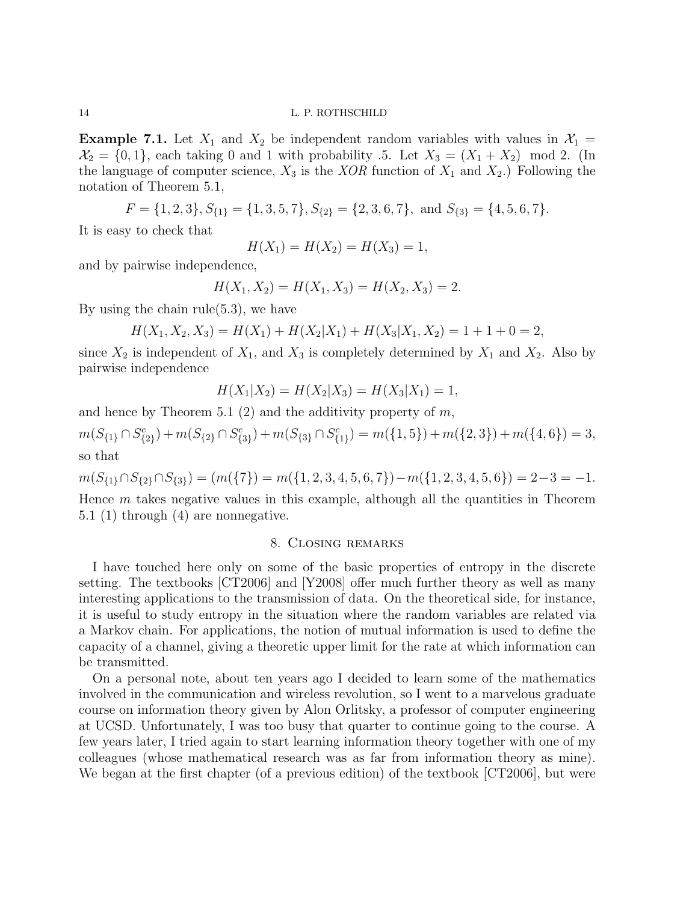**Example 7.1.** Let $X_1$ and $X_2$ be independent random variables with values in $\mathcal{X}_1 = \mathcal{X}_2 = \{0, 1\}$, each taking 0 and 1 with probability .5. Let $X_3 = (X_1 + X_2) \mod 2$. (In the language of computer science, $X_3$ is the *XOR* function of $X_1$ and $X_2$.) Following the notation of Theorem 5.1,

$$F = \{1, 2, 3\}, S_{\{1\}} = \{1, 3, 5, 7\}, S_{\{2\}} = \{2, 3, 6, 7\}, \text{ and } S_{\{3\}} = \{4, 5, 6, 7\}.$$

It is easy to check that

$$H(X_1) = H(X_2) = H(X_3) = 1,$$

and by pairwise independence,

$$H(X_1, X_2) = H(X_1, X_3) = H(X_2, X_3) = 2.$$

By using the chain rule(5.3), we have

$$H(X_1, X_2, X_3) = H(X_1) + H(X_2|X_1) + H(X_3|X_1, X_2) = 1 + 1 + 0 = 2,$$

since $X_2$ is independent of $X_1$, and $X_3$ is completely determined by $X_1$ and $X_2$. Also by pairwise independence

$$H(X_1|X_2) = H(X_2|X_3) = H(X_3|X_1) = 1,$$

and hence by Theorem 5.1 (2) and the additivity property of $m$,

$$m(S_{\{1\}} \cap S^c_{\{2\}}) + m(S_{\{2\}} \cap S^c_{\{3\}}) + m(S_{\{3\}} \cap S^c_{\{1\}}) = m(\{1, 5\}) + m(\{2, 3\}) + m(\{4, 6\}) = 3,$$

so that

$$m(S_{\{1\}} \cap S_{\{2\}} \cap S_{\{3\}}) = (m(\{7\}) = m(\{1, 2, 3, 4, 5, 6, 7\}) - m(\{1, 2, 3, 4, 5, 6\}) = 2 - 3 = -1.$$

Hence $m$ takes negative values in this example, although all the quantities in Theorem 5.1 (1) through (4) are nonnegative.

## 8. Closing remarks

I have touched here only on some of the basic properties of entropy in the discrete setting. The textbooks [CT2006] and [Y2008] offer much further theory as well as many interesting applications to the transmission of data. On the theoretical side, for instance, it is useful to study entropy in the situation where the random variables are related via a Markov chain. For applications, the notion of mutual information is used to define the capacity of a channel, giving a theoretic upper limit for the rate at which information can be transmitted.

On a personal note, about ten years ago I decided to learn some of the mathematics involved in the communication and wireless revolution, so I went to a marvelous graduate course on information theory given by Alon Orlitsky, a professor of computer engineering at UCSD. Unfortunately, I was too busy that quarter to continue going to the course. A few years later, I tried again to start learning information theory together with one of my colleagues (whose mathematical research was as far from information theory as mine). We began at the first chapter (of a previous edition) of the textbook [CT2006], but were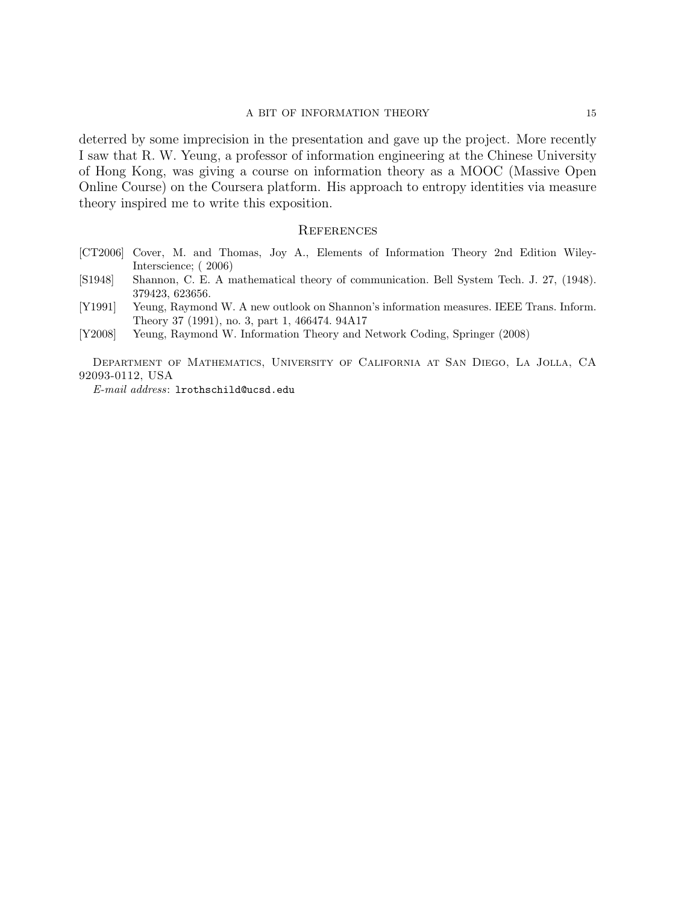deterred by some imprecision in the presentation and gave up the project. More recently I saw that R. W. Yeung, a professor of information engineering at the Chinese University of Hong Kong, was giving a course on information theory as a MOOC (Massive Open Online Course) on the Coursera platform. His approach to entropy identities via measure theory inspired me to write this exposition.

## References

[CT2006] Cover, M. and Thomas, Joy A., Elements of Information Theory 2nd Edition Wiley-Interscience; ( 2006)

[S1948] Shannon, C. E. A mathematical theory of communication. Bell System Tech. J. 27, (1948). 379423, 623656.

[Y1991] Yeung, Raymond W. A new outlook on Shannon's information measures. IEEE Trans. Inform. Theory 37 (1991), no. 3, part 1, 466474. 94A17

[Y2008] Yeung, Raymond W. Information Theory and Network Coding, Springer (2008)

Department of Mathematics, University of California at San Diego, La Jolla, CA 92093-0112, USA

*E-mail address*: `lrothschild@ucsd.edu`